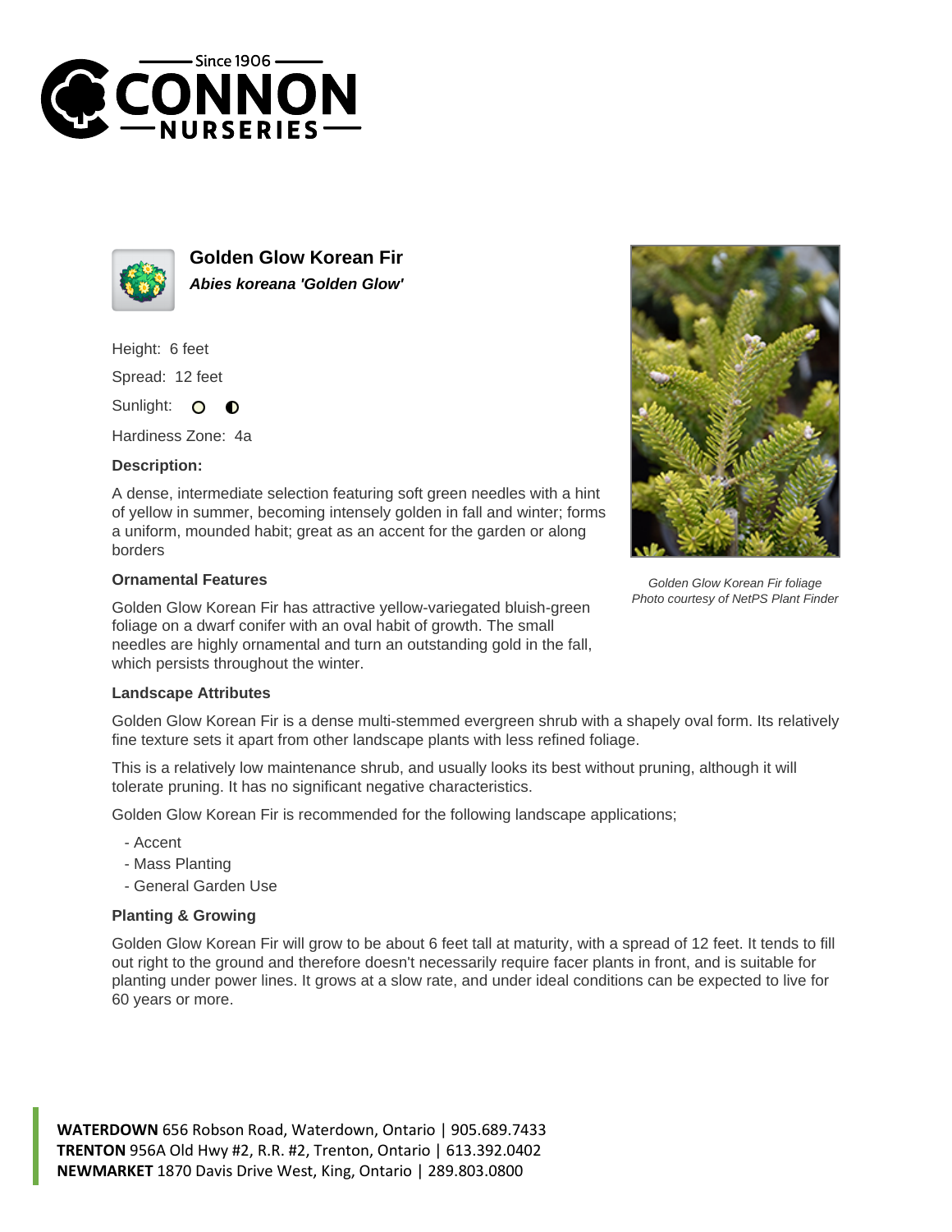Since 1906
CONNON
NURSERIES

## Golden Glow Korean Fir

***Abies koreana 'Golden Glow'***

Height: 6 feet

Spread: 12 feet

Sunlight: ○ ◐

Hardiness Zone: 4a

### Description:

A dense, intermediate selection featuring soft green needles with a hint of yellow in summer, becoming intensely golden in fall and winter; forms a uniform, mounded habit; great as an accent for the garden or along borders

### Ornamental Features

Golden Glow Korean Fir has attractive yellow-variegated bluish-green foliage on a dwarf conifer with an oval habit of growth. The small needles are highly ornamental and turn an outstanding gold in the fall, which persists throughout the winter.

*Golden Glow Korean Fir foliage*
*Photo courtesy of NetPS Plant Finder*

### Landscape Attributes

Golden Glow Korean Fir is a dense multi-stemmed evergreen shrub with a shapely oval form. Its relatively fine texture sets it apart from other landscape plants with less refined foliage.

This is a relatively low maintenance shrub, and usually looks its best without pruning, although it will tolerate pruning. It has no significant negative characteristics.

Golden Glow Korean Fir is recommended for the following landscape applications;

- Accent
- Mass Planting
- General Garden Use

### Planting & Growing

Golden Glow Korean Fir will grow to be about 6 feet tall at maturity, with a spread of 12 feet. It tends to fill out right to the ground and therefore doesn't necessarily require facer plants in front, and is suitable for planting under power lines. It grows at a slow rate, and under ideal conditions can be expected to live for 60 years or more.

**WATERDOWN** 656 Robson Road, Waterdown, Ontario | 905.689.7433
**TRENTON** 956A Old Hwy #2, R.R. #2, Trenton, Ontario | 613.392.0402
**NEWMARKET** 1870 Davis Drive West, King, Ontario | 289.803.0800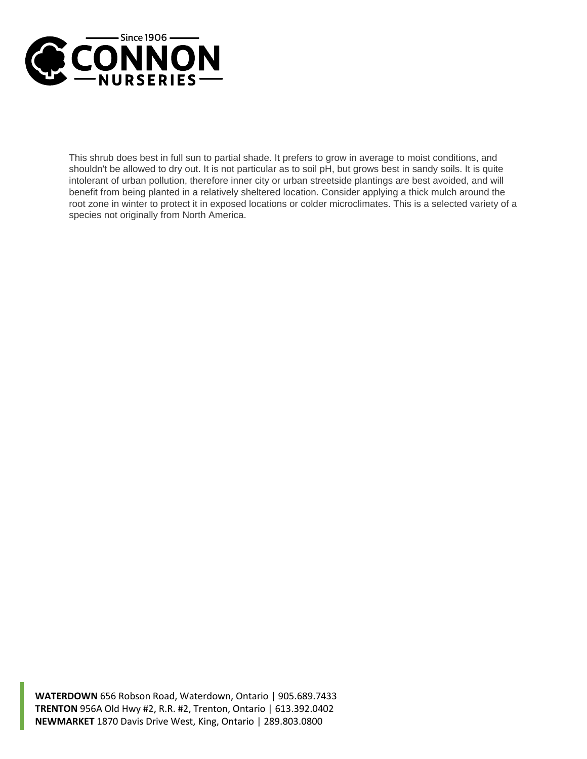This shrub does best in full sun to partial shade. It prefers to grow in average to moist conditions, and shouldn't be allowed to dry out. It is not particular as to soil pH, but grows best in sandy soils. It is quite intolerant of urban pollution, therefore inner city or urban streetside plantings are best avoided, and will benefit from being planted in a relatively sheltered location. Consider applying a thick mulch around the root zone in winter to protect it in exposed locations or colder microclimates. This is a selected variety of a species not originally from North America.